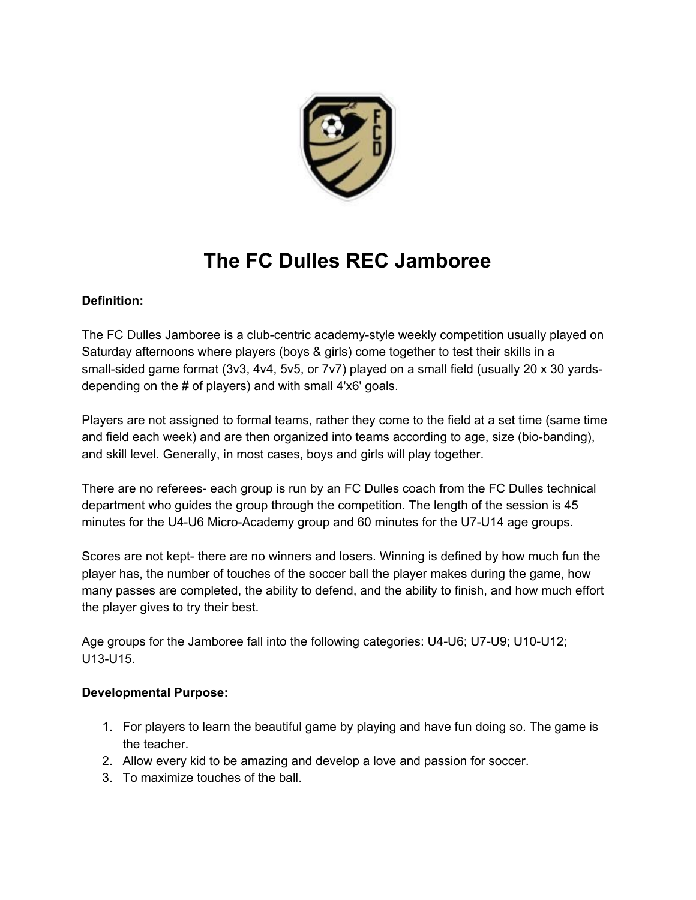# The FC Dulles REC Jamboree

**Definition:**

The FC Dulles Jamboree is a club-centric academy-style weekly competition usually played on Saturday afternoons where players (boys & girls) come together to test their skills in a small-sided game format (3v3, 4v4, 5v5, or 7v7) played on a small field (usually 20 x 30 yards- depending on the # of players) and with small 4'x6' goals.

Players are not assigned to formal teams, rather they come to the field at a set time (same time and field each week) and are then organized into teams according to age, size (bio-banding), and skill level. Generally, in most cases, boys and girls will play together.

There are no referees- each group is run by an FC Dulles coach from the FC Dulles technical department who guides the group through the competition. The length of the session is 45 minutes for the U4-U6 Micro-Academy group and 60 minutes for the U7-U14 age groups.

Scores are not kept- there are no winners and losers. Winning is defined by how much fun the player has, the number of touches of the soccer ball the player makes during the game, how many passes are completed, the ability to defend, and the ability to finish, and how much effort the player gives to try their best.

Age groups for the Jamboree fall into the following categories: U4-U6; U7-U9; U10-U12; U13-U15.

**Developmental Purpose:**

1. For players to learn the beautiful game by playing and have fun doing so. The game is the teacher.
2. Allow every kid to be amazing and develop a love and passion for soccer.
3. To maximize touches of the ball.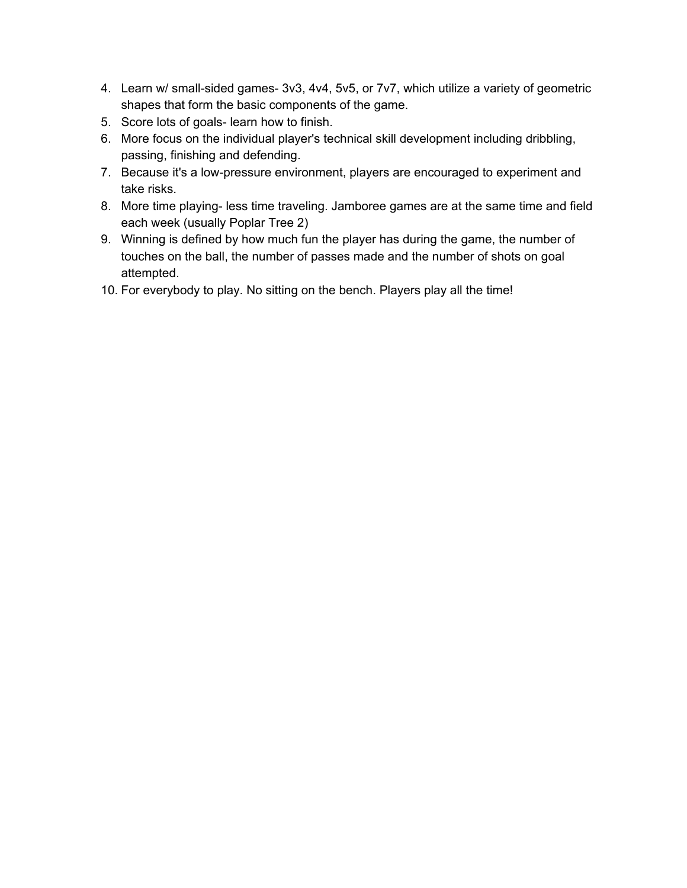4. Learn w/ small-sided games- 3v3, 4v4, 5v5, or 7v7, which utilize a variety of geometric shapes that form the basic components of the game.
5. Score lots of goals- learn how to finish.
6. More focus on the individual player's technical skill development including dribbling, passing, finishing and defending.
7. Because it's a low-pressure environment, players are encouraged to experiment and take risks.
8. More time playing- less time traveling. Jamboree games are at the same time and field each week (usually Poplar Tree 2)
9. Winning is defined by how much fun the player has during the game, the number of touches on the ball, the number of passes made and the number of shots on goal attempted.
10. For everybody to play. No sitting on the bench. Players play all the time!